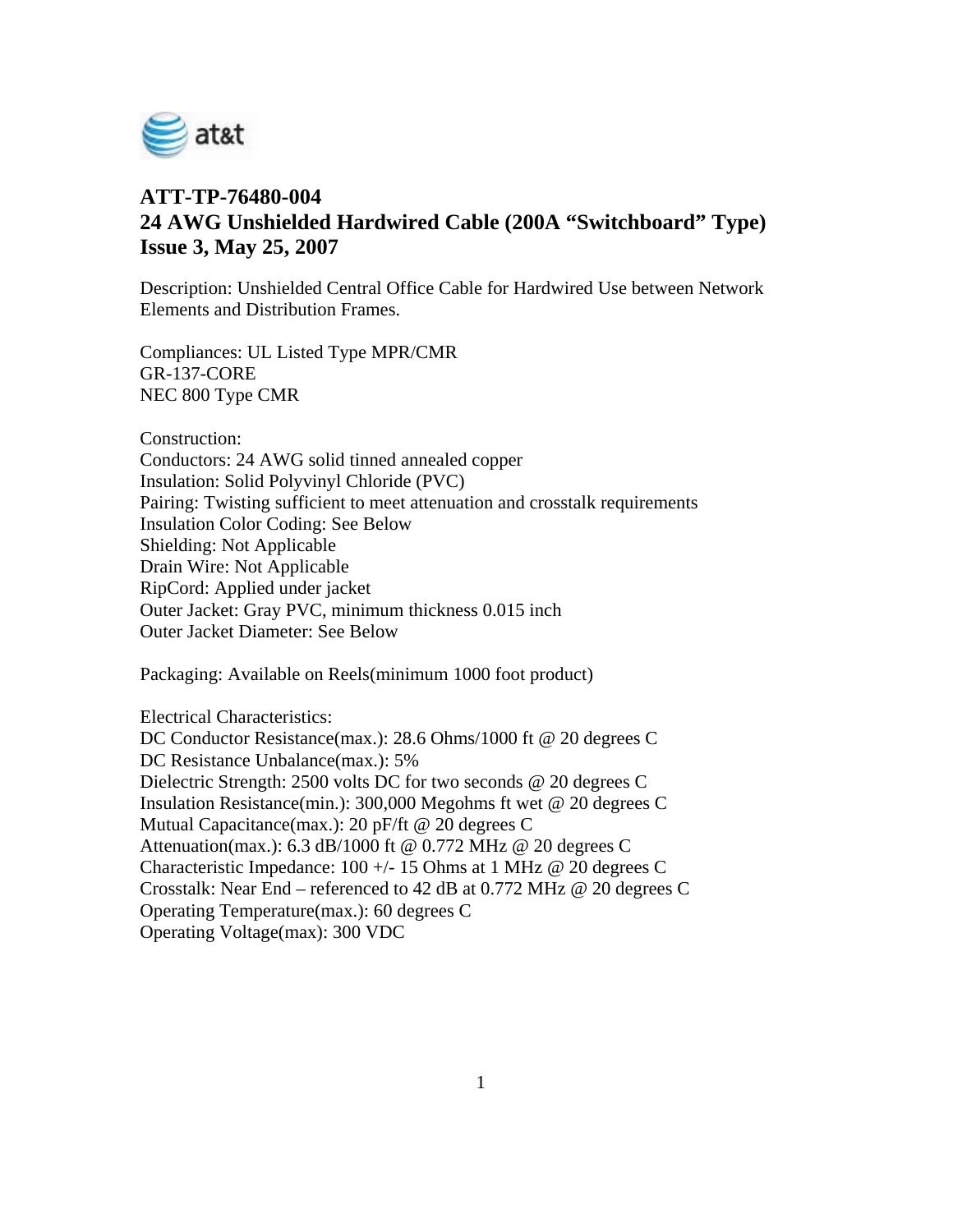# ATT-TP-76480-004
# 24 AWG Unshielded Hardwired Cable (200A "Switchboard" Type)
# Issue 3, May 25, 2007

Description: Unshielded Central Office Cable for Hardwired Use between Network Elements and Distribution Frames.

Compliances: UL Listed Type MPR/CMR
GR-137-CORE
NEC 800 Type CMR

Construction:
Conductors: 24 AWG solid tinned annealed copper
Insulation: Solid Polyvinyl Chloride (PVC)
Pairing: Twisting sufficient to meet attenuation and crosstalk requirements
Insulation Color Coding: See Below
Shielding: Not Applicable
Drain Wire: Not Applicable
RipCord: Applied under jacket
Outer Jacket: Gray PVC, minimum thickness 0.015 inch
Outer Jacket Diameter: See Below

Packaging: Available on Reels(minimum 1000 foot product)

Electrical Characteristics:
DC Conductor Resistance(max.): 28.6 Ohms/1000 ft @ 20 degrees C
DC Resistance Unbalance(max.): 5%
Dielectric Strength: 2500 volts DC for two seconds @ 20 degrees C
Insulation Resistance(min.): 300,000 Megohms ft wet @ 20 degrees C
Mutual Capacitance(max.): 20 pF/ft @ 20 degrees C
Attenuation(max.): 6.3 dB/1000 ft @ 0.772 MHz @ 20 degrees C
Characteristic Impedance: 100 +/- 15 Ohms at 1 MHz @ 20 degrees C
Crosstalk: Near End – referenced to 42 dB at 0.772 MHz @ 20 degrees C
Operating Temperature(max.): 60 degrees C
Operating Voltage(max): 300 VDC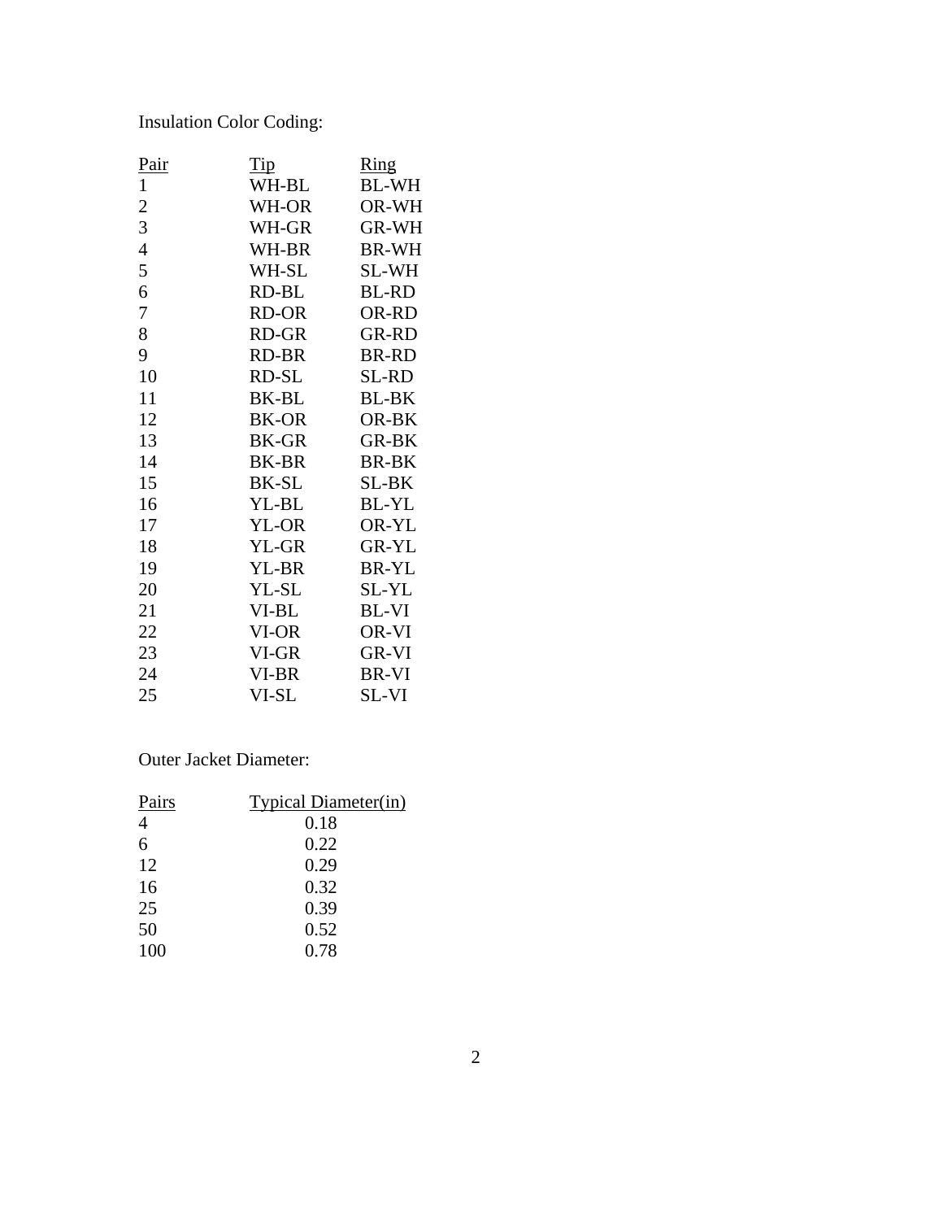Insulation Color Coding:

| Pair | Tip | Ring |
|---|---|---|
| 1 | WH-BL | BL-WH |
| 2 | WH-OR | OR-WH |
| 3 | WH-GR | GR-WH |
| 4 | WH-BR | BR-WH |
| 5 | WH-SL | SL-WH |
| 6 | RD-BL | BL-RD |
| 7 | RD-OR | OR-RD |
| 8 | RD-GR | GR-RD |
| 9 | RD-BR | BR-RD |
| 10 | RD-SL | SL-RD |
| 11 | BK-BL | BL-BK |
| 12 | BK-OR | OR-BK |
| 13 | BK-GR | GR-BK |
| 14 | BK-BR | BR-BK |
| 15 | BK-SL | SL-BK |
| 16 | YL-BL | BL-YL |
| 17 | YL-OR | OR-YL |
| 18 | YL-GR | GR-YL |
| 19 | YL-BR | BR-YL |
| 20 | YL-SL | SL-YL |
| 21 | VI-BL | BL-VI |
| 22 | VI-OR | OR-VI |
| 23 | VI-GR | GR-VI |
| 24 | VI-BR | BR-VI |
| 25 | VI-SL | SL-VI |

Outer Jacket Diameter:

| Pairs | Typical Diameter(in) |
|---|---|
| 4 | 0.18 |
| 6 | 0.22 |
| 12 | 0.29 |
| 16 | 0.32 |
| 25 | 0.39 |
| 50 | 0.52 |
| 100 | 0.78 |